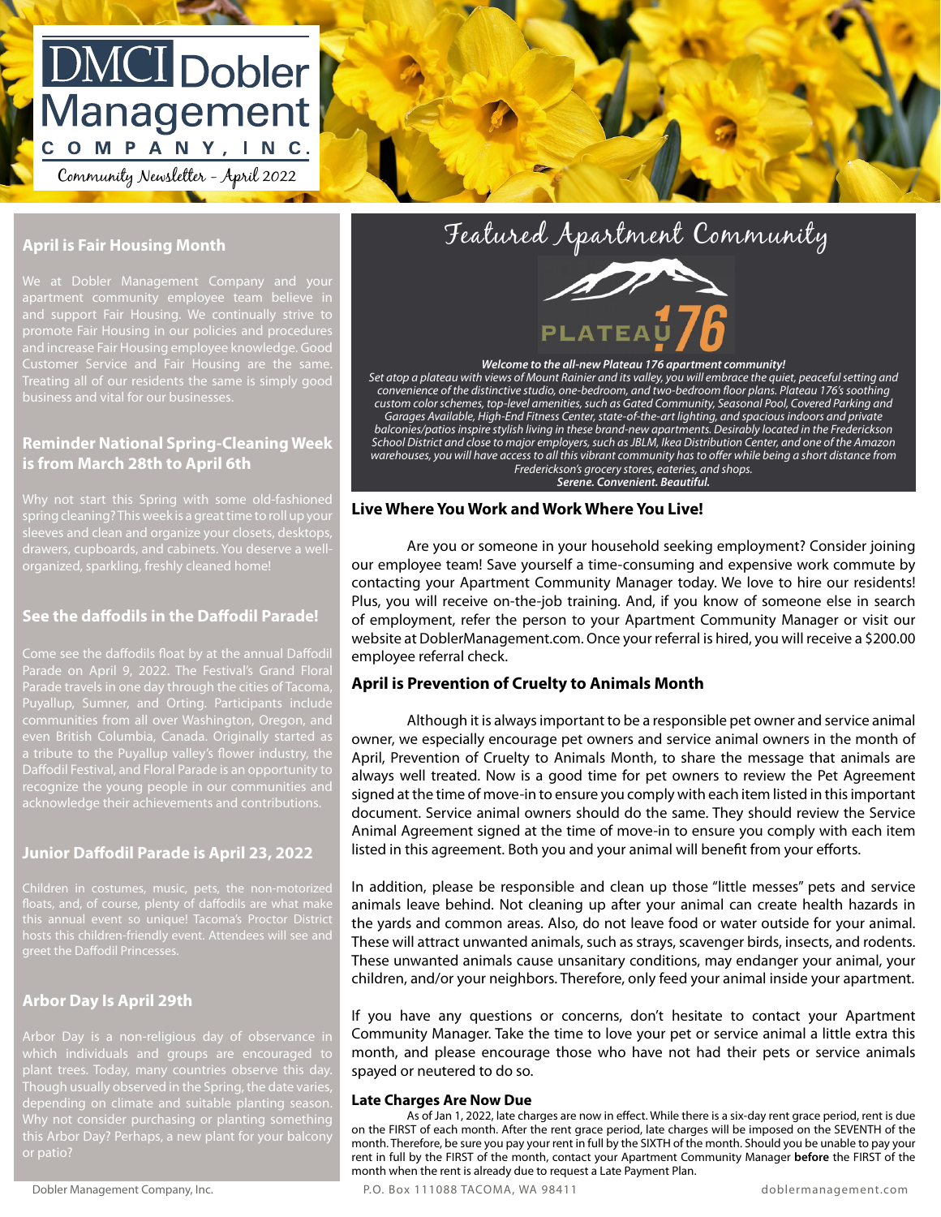# DMCI Dobler Management Company, Inc.

Community Newsletter - April 2022

## April is Fair Housing Month

We at Dobler Management Company and your apartment community employee team believe in and support Fair Housing. We continually strive to promote Fair Housing in our policies and procedures and increase Fair Housing employee knowledge. Good Customer Service and Fair Housing are the same. Treating all of our residents the same is simply good business and vital for our businesses.

## Reminder National Spring-Cleaning Week is from March 28th to April 6th

Why not start this Spring with some old-fashioned spring cleaning? This week is a great time to roll up your sleeves and clean and organize your closets, desktops, drawers, cupboards, and cabinets. You deserve a well-organized, sparkling, freshly cleaned home!

## See the daffodils in the Daffodil Parade!

Come see the daffodils float by at the annual Daffodil Parade on April 9, 2022. The Festival's Grand Floral Parade travels in one day through the cities of Tacoma, Puyallup, Sumner, and Orting. Participants include communities from all over Washington, Oregon, and even British Columbia, Canada. Originally started as a tribute to the Puyallup valley's flower industry, the Daffodil Festival, and Floral Parade is an opportunity to recognize the young people in our communities and acknowledge their achievements and contributions.

## Junior Daffodil Parade is April 23, 2022

Children in costumes, music, pets, the non-motorized floats, and, of course, plenty of daffodils are what make this annual event so unique! Tacoma's Proctor District hosts this children-friendly event. Attendees will see and greet the Daffodil Princesses.

## Arbor Day Is April 29th

Arbor Day is a non-religious day of observance in which individuals and groups are encouraged to plant trees. Today, many countries observe this day. Though usually observed in the Spring, the date varies, depending on climate and suitable planting season. Why not consider purchasing or planting something this Arbor Day? Perhaps, a new plant for your balcony or patio?

## Featured Apartment Community

PLATEAU 176

***Welcome to the all-new Plateau 176 apartment community!***

*Set atop a plateau with views of Mount Rainier and its valley, you will embrace the quiet, peaceful setting and convenience of the distinctive studio, one-bedroom, and two-bedroom floor plans. Plateau 176's soothing custom color schemes, top-level amenities, such as Gated Community, Seasonal Pool, Covered Parking and Garages Available, High-End Fitness Center, state-of-the-art lighting, and spacious indoors and private balconies/patios inspire stylish living in these brand-new apartments. Desirably located in the Frederickson School District and close to major employers, such as JBLM, Ikea Distribution Center, and one of the Amazon warehouses, you will have access to all this vibrant community has to offer while being a short distance from Frederickson's grocery stores, eateries, and shops.*

***Serene. Convenient. Beautiful.***

## Live Where You Work and Work Where You Live!

Are you or someone in your household seeking employment? Consider joining our employee team! Save yourself a time-consuming and expensive work commute by contacting your Apartment Community Manager today. We love to hire our residents! Plus, you will receive on-the-job training. And, if you know of someone else in search of employment, refer the person to your Apartment Community Manager or visit our website at DoblerManagement.com. Once your referral is hired, you will receive a $200.00 employee referral check.

## April is Prevention of Cruelty to Animals Month

Although it is always important to be a responsible pet owner and service animal owner, we especially encourage pet owners and service animal owners in the month of April, Prevention of Cruelty to Animals Month, to share the message that animals are always well treated. Now is a good time for pet owners to review the Pet Agreement signed at the time of move-in to ensure you comply with each item listed in this important document. Service animal owners should do the same. They should review the Service Animal Agreement signed at the time of move-in to ensure you comply with each item listed in this agreement. Both you and your animal will benefit from your efforts.

In addition, please be responsible and clean up those "little messes" pets and service animals leave behind. Not cleaning up after your animal can create health hazards in the yards and common areas. Also, do not leave food or water outside for your animal. These will attract unwanted animals, such as strays, scavenger birds, insects, and rodents. These unwanted animals cause unsanitary conditions, may endanger your animal, your children, and/or your neighbors. Therefore, only feed your animal inside your apartment.

If you have any questions or concerns, don't hesitate to contact your Apartment Community Manager. Take the time to love your pet or service animal a little extra this month, and please encourage those who have not had their pets or service animals spayed or neutered to do so.

## Late Charges Are Now Due

As of Jan 1, 2022, late charges are now in effect. While there is a six-day rent grace period, rent is due on the FIRST of each month. After the rent grace period, late charges will be imposed on the SEVENTH of the month. Therefore, be sure you pay your rent in full by the SIXTH of the month. Should you be unable to pay your rent in full by the FIRST of the month, contact your Apartment Community Manager **before** the FIRST of the month when the rent is already due to request a Late Payment Plan.

Dobler Management Company, Inc. P.O. Box 111088 TACOMA, WA 98411 doblermanagement.com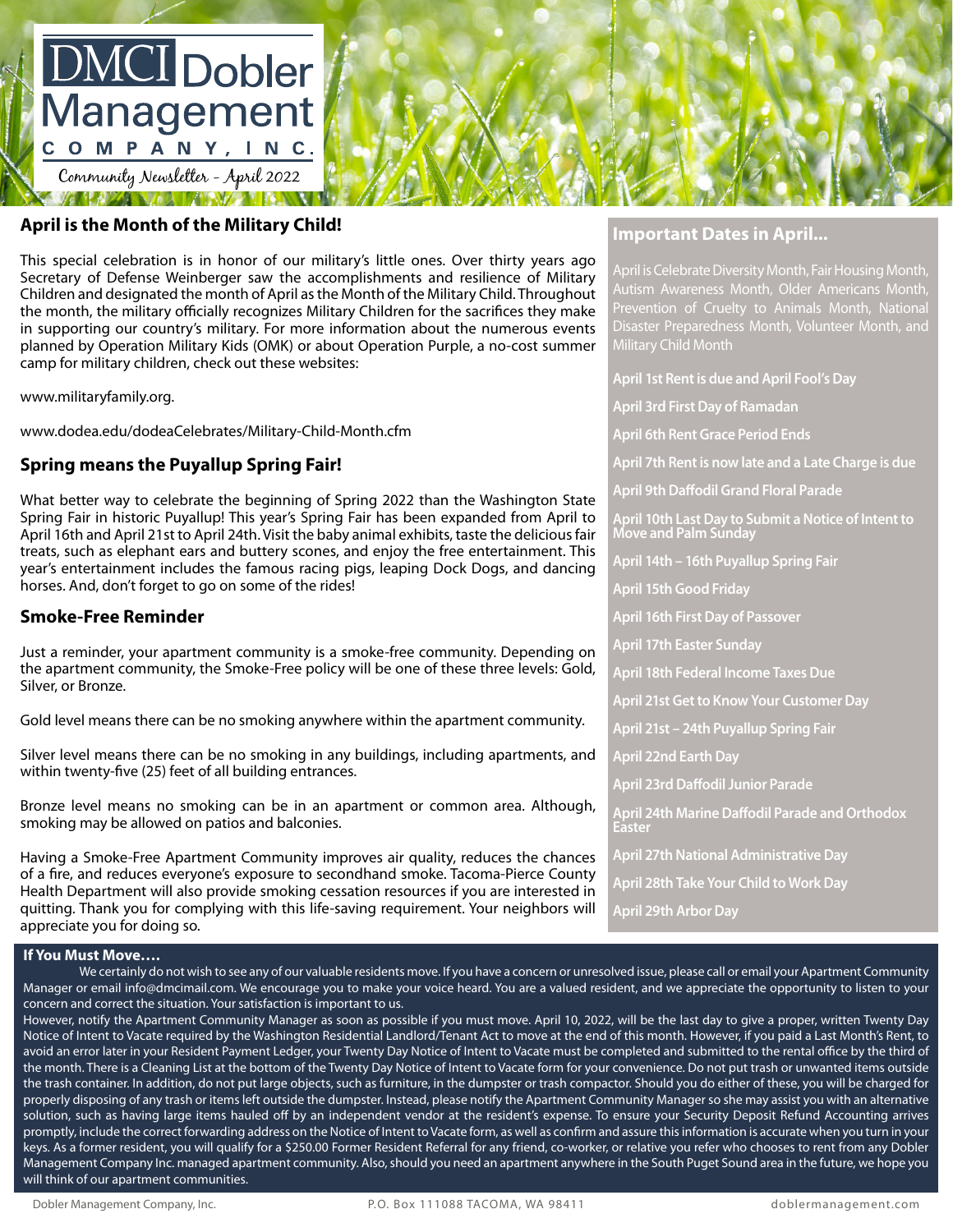# DMCI Dobler Management Company, Inc.

Community Newsletter - April 2022

## April is the Month of the Military Child!

This special celebration is in honor of our military's little ones. Over thirty years ago Secretary of Defense Weinberger saw the accomplishments and resilience of Military Children and designated the month of April as the Month of the Military Child. Throughout the month, the military officially recognizes Military Children for the sacrifices they make in supporting our country's military. For more information about the numerous events planned by Operation Military Kids (OMK) or about Operation Purple, a no-cost summer camp for military children, check out these websites:

www.militaryfamily.org.

www.dodea.edu/dodeaCelebrates/Military-Child-Month.cfm

## Spring means the Puyallup Spring Fair!

What better way to celebrate the beginning of Spring 2022 than the Washington State Spring Fair in historic Puyallup! This year's Spring Fair has been expanded from April to April 16th and April 21st to April 24th. Visit the baby animal exhibits, taste the delicious fair treats, such as elephant ears and buttery scones, and enjoy the free entertainment. This year's entertainment includes the famous racing pigs, leaping Dock Dogs, and dancing horses. And, don't forget to go on some of the rides!

## Smoke-Free Reminder

Just a reminder, your apartment community is a smoke-free community. Depending on the apartment community, the Smoke-Free policy will be one of these three levels: Gold, Silver, or Bronze.

Gold level means there can be no smoking anywhere within the apartment community.

Silver level means there can be no smoking in any buildings, including apartments, and within twenty-five (25) feet of all building entrances.

Bronze level means no smoking can be in an apartment or common area. Although, smoking may be allowed on patios and balconies.

Having a Smoke-Free Apartment Community improves air quality, reduces the chances of a fire, and reduces everyone's exposure to secondhand smoke. Tacoma-Pierce County Health Department will also provide smoking cessation resources if you are interested in quitting. Thank you for complying with this life-saving requirement. Your neighbors will appreciate you for doing so.

## Important Dates in April...

April is Celebrate Diversity Month, Fair Housing Month, Autism Awareness Month, Older Americans Month, Prevention of Cruelty to Animals Month, National Disaster Preparedness Month, Volunteer Month, and Military Child Month

**April 1st Rent is due and April Fool's Day**

**April 3rd First Day of Ramadan**

**April 6th Rent Grace Period Ends**

**April 7th Rent is now late and a Late Charge is due**

**April 9th Daffodil Grand Floral Parade**

**April 10th Last Day to Submit a Notice of Intent to Move and Palm Sunday**

**April 14th – 16th Puyallup Spring Fair**

**April 15th Good Friday**

**April 16th First Day of Passover**

**April 17th Easter Sunday**

**April 18th Federal Income Taxes Due**

**April 21st Get to Know Your Customer Day**

**April 21st – 24th Puyallup Spring Fair**

**April 22nd Earth Day**

**April 23rd Daffodil Junior Parade**

**April 24th Marine Daffodil Parade and Orthodox Easter**

**April 27th National Administrative Day**

**April 28th Take Your Child to Work Day**

**April 29th Arbor Day**

## If You Must Move….

We certainly do not wish to see any of our valuable residents move. If you have a concern or unresolved issue, please call or email your Apartment Community Manager or email info@dmcimail.com. We encourage you to make your voice heard. You are a valued resident, and we appreciate the opportunity to listen to your concern and correct the situation. Your satisfaction is important to us.

However, notify the Apartment Community Manager as soon as possible if you must move. April 10, 2022, will be the last day to give a proper, written Twenty Day Notice of Intent to Vacate required by the Washington Residential Landlord/Tenant Act to move at the end of this month. However, if you paid a Last Month's Rent, to avoid an error later in your Resident Payment Ledger, your Twenty Day Notice of Intent to Vacate must be completed and submitted to the rental office by the third of the month. There is a Cleaning List at the bottom of the Twenty Day Notice of Intent to Vacate form for your convenience. Do not put trash or unwanted items outside the trash container. In addition, do not put large objects, such as furniture, in the dumpster or trash compactor. Should you do either of these, you will be charged for properly disposing of any trash or items left outside the dumpster. Instead, please notify the Apartment Community Manager so she may assist you with an alternative solution, such as having large items hauled off by an independent vendor at the resident's expense. To ensure your Security Deposit Refund Accounting arrives promptly, include the correct forwarding address on the Notice of Intent to Vacate form, as well as confirm and assure this information is accurate when you turn in your keys. As a former resident, you will qualify for a $250.00 Former Resident Referral for any friend, co-worker, or relative you refer who chooses to rent from any Dobler Management Company Inc. managed apartment community. Also, should you need an apartment anywhere in the South Puget Sound area in the future, we hope you will think of our apartment communities.

Dobler Management Company, Inc. P.O. Box 111088 TACOMA, WA 98411 doblermanagement.com